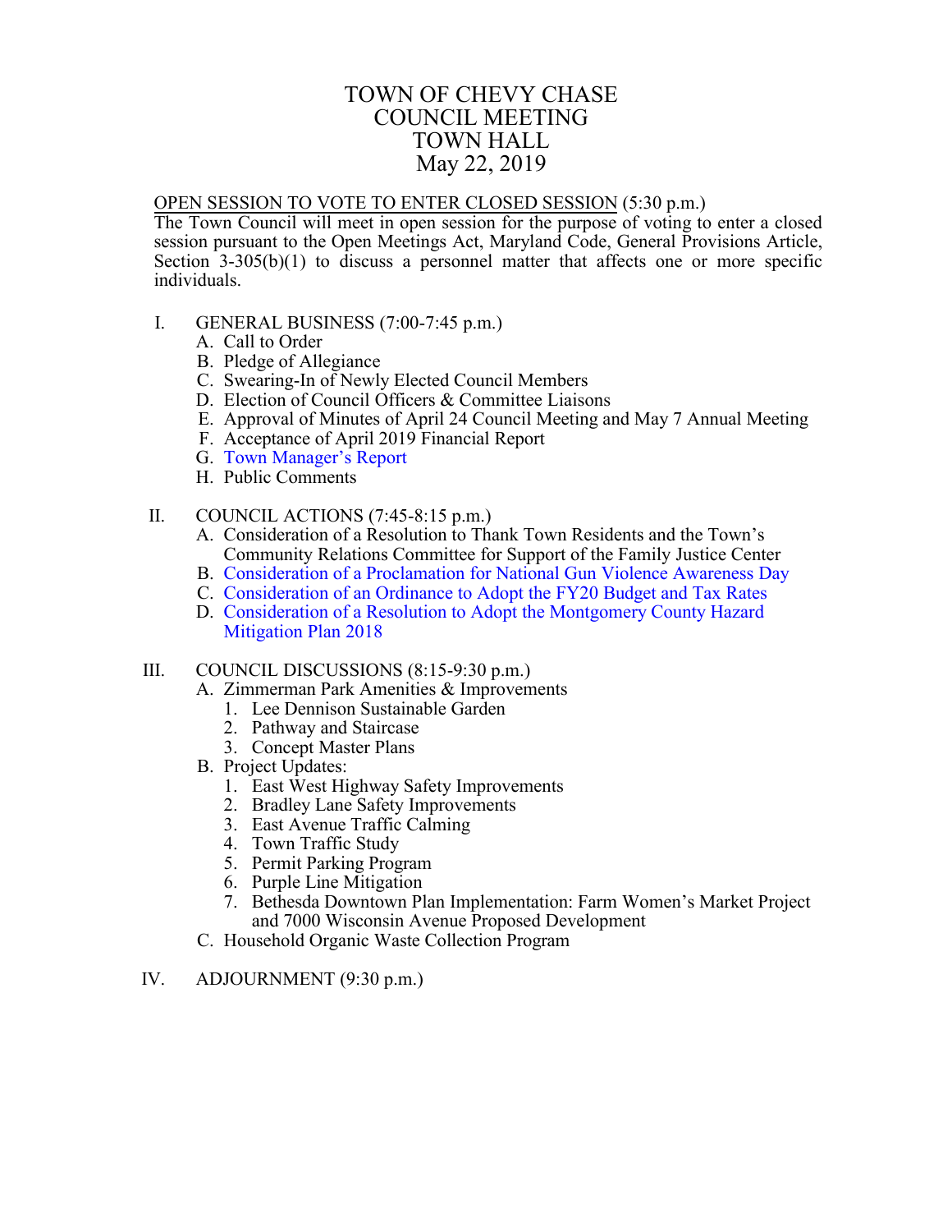# TOWN OF CHEVY CHASE
# COUNCIL MEETING
# TOWN HALL
# May 22, 2019

OPEN SESSION TO VOTE TO ENTER CLOSED SESSION (5:30 p.m.)
The Town Council will meet in open session for the purpose of voting to enter a closed session pursuant to the Open Meetings Act, Maryland Code, General Provisions Article, Section 3-305(b)(1) to discuss a personnel matter that affects one or more specific individuals.

I. GENERAL BUSINESS (7:00-7:45 p.m.)
   - A. Call to Order
   - B. Pledge of Allegiance
   - C. Swearing-In of Newly Elected Council Members
   - D. Election of Council Officers & Committee Liaisons
   - E. Approval of Minutes of April 24 Council Meeting and May 7 Annual Meeting
   - F. Acceptance of April 2019 Financial Report
   - G. Town Manager's Report
   - H. Public Comments

II. COUNCIL ACTIONS (7:45-8:15 p.m.)
   - A. Consideration of a Resolution to Thank Town Residents and the Town's Community Relations Committee for Support of the Family Justice Center
   - B. Consideration of a Proclamation for National Gun Violence Awareness Day
   - C. Consideration of an Ordinance to Adopt the FY20 Budget and Tax Rates
   - D. Consideration of a Resolution to Adopt the Montgomery County Hazard Mitigation Plan 2018

III. COUNCIL DISCUSSIONS (8:15-9:30 p.m.)
   - A. Zimmerman Park Amenities & Improvements
     1. Lee Dennison Sustainable Garden
     2. Pathway and Staircase
     3. Concept Master Plans
   - B. Project Updates:
     1. East West Highway Safety Improvements
     2. Bradley Lane Safety Improvements
     3. East Avenue Traffic Calming
     4. Town Traffic Study
     5. Permit Parking Program
     6. Purple Line Mitigation
     7. Bethesda Downtown Plan Implementation: Farm Women's Market Project and 7000 Wisconsin Avenue Proposed Development
   - C. Household Organic Waste Collection Program

IV. ADJOURNMENT (9:30 p.m.)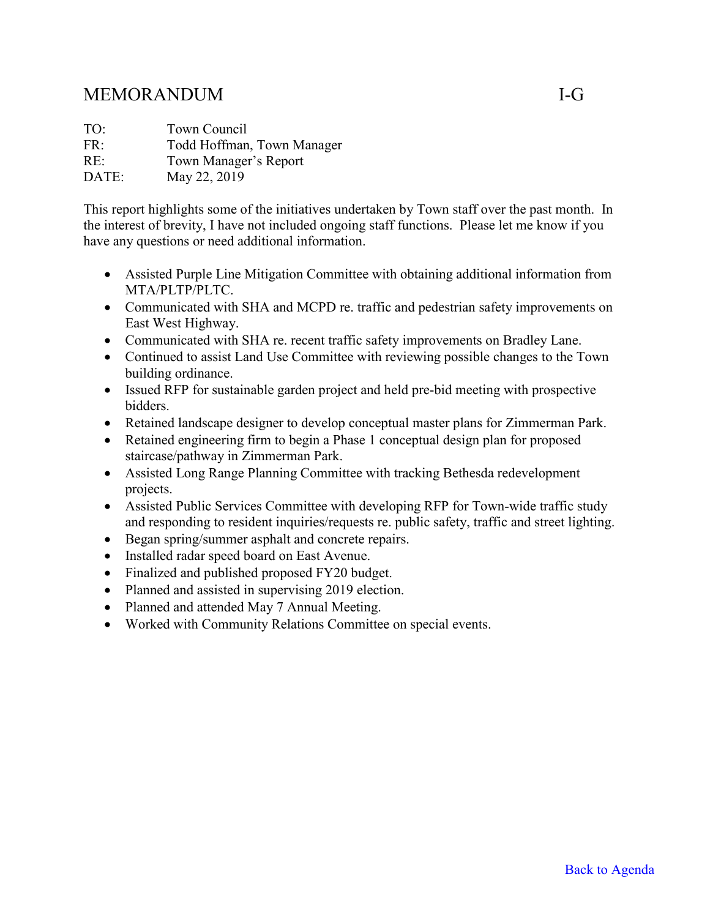# MEMORANDUM I-G

TO: Town Council
FR: Todd Hoffman, Town Manager
RE: Town Manager's Report
DATE: May 22, 2019

This report highlights some of the initiatives undertaken by Town staff over the past month. In the interest of brevity, I have not included ongoing staff functions. Please let me know if you have any questions or need additional information.

- Assisted Purple Line Mitigation Committee with obtaining additional information from MTA/PLTP/PLTC.
- Communicated with SHA and MCPD re. traffic and pedestrian safety improvements on East West Highway.
- Communicated with SHA re. recent traffic safety improvements on Bradley Lane.
- Continued to assist Land Use Committee with reviewing possible changes to the Town building ordinance.
- Issued RFP for sustainable garden project and held pre-bid meeting with prospective bidders.
- Retained landscape designer to develop conceptual master plans for Zimmerman Park.
- Retained engineering firm to begin a Phase 1 conceptual design plan for proposed staircase/pathway in Zimmerman Park.
- Assisted Long Range Planning Committee with tracking Bethesda redevelopment projects.
- Assisted Public Services Committee with developing RFP for Town-wide traffic study and responding to resident inquiries/requests re. public safety, traffic and street lighting.
- Began spring/summer asphalt and concrete repairs.
- Installed radar speed board on East Avenue.
- Finalized and published proposed FY20 budget.
- Planned and assisted in supervising 2019 election.
- Planned and attended May 7 Annual Meeting.
- Worked with Community Relations Committee on special events.

Back to Agenda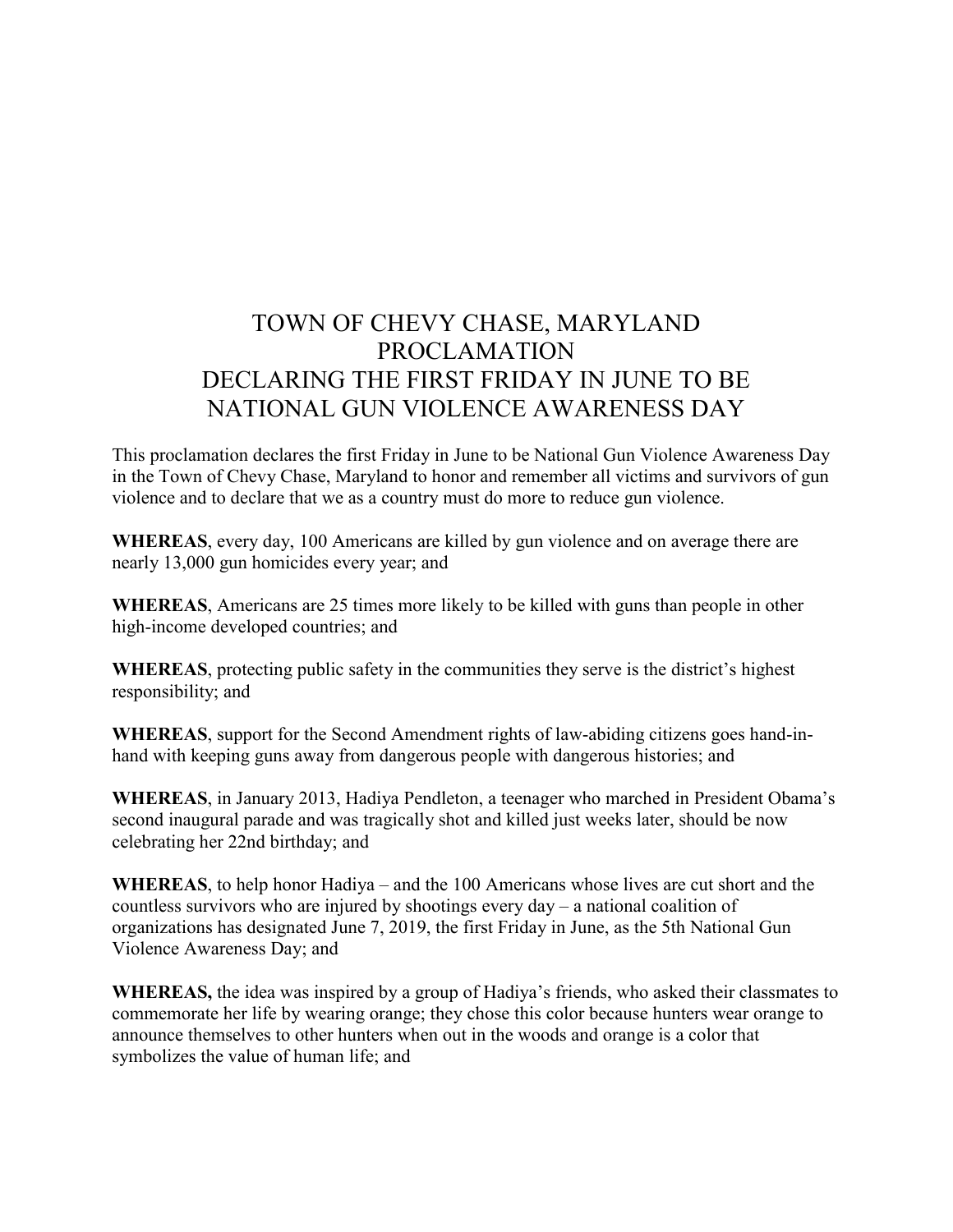# TOWN OF CHEVY CHASE, MARYLAND
# PROCLAMATION
# DECLARING THE FIRST FRIDAY IN JUNE TO BE NATIONAL GUN VIOLENCE AWARENESS DAY

This proclamation declares the first Friday in June to be National Gun Violence Awareness Day in the Town of Chevy Chase, Maryland to honor and remember all victims and survivors of gun violence and to declare that we as a country must do more to reduce gun violence.

**WHEREAS**, every day, 100 Americans are killed by gun violence and on average there are nearly 13,000 gun homicides every year; and

**WHEREAS**, Americans are 25 times more likely to be killed with guns than people in other high-income developed countries; and

**WHEREAS**, protecting public safety in the communities they serve is the district's highest responsibility; and

**WHEREAS**, support for the Second Amendment rights of law-abiding citizens goes hand-in-hand with keeping guns away from dangerous people with dangerous histories; and

**WHEREAS**, in January 2013, Hadiya Pendleton, a teenager who marched in President Obama's second inaugural parade and was tragically shot and killed just weeks later, should be now celebrating her 22nd birthday; and

**WHEREAS**, to help honor Hadiya – and the 100 Americans whose lives are cut short and the countless survivors who are injured by shootings every day – a national coalition of organizations has designated June 7, 2019, the first Friday in June, as the 5th National Gun Violence Awareness Day; and

**WHEREAS,** the idea was inspired by a group of Hadiya's friends, who asked their classmates to commemorate her life by wearing orange; they chose this color because hunters wear orange to announce themselves to other hunters when out in the woods and orange is a color that symbolizes the value of human life; and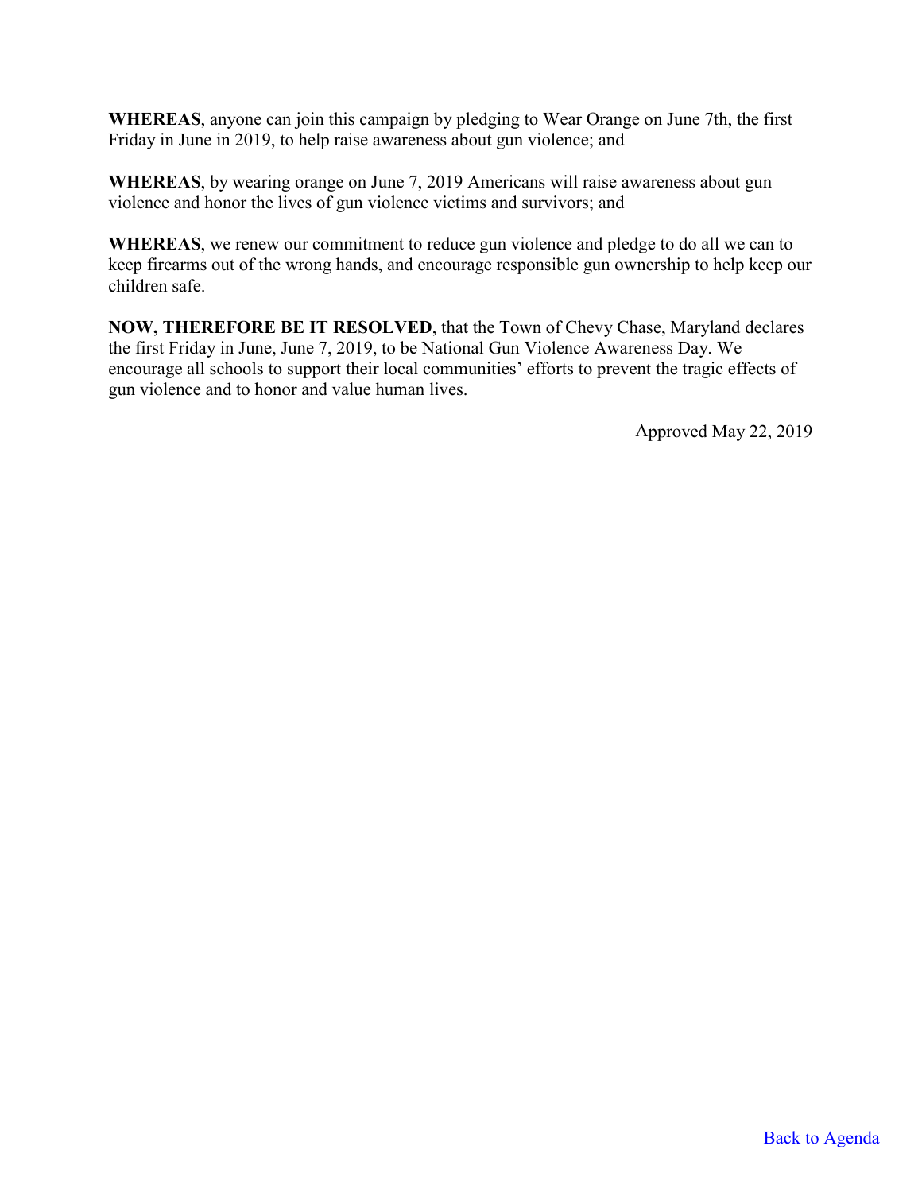**WHEREAS**, anyone can join this campaign by pledging to Wear Orange on June 7th, the first Friday in June in 2019, to help raise awareness about gun violence; and

**WHEREAS**, by wearing orange on June 7, 2019 Americans will raise awareness about gun violence and honor the lives of gun violence victims and survivors; and

**WHEREAS**, we renew our commitment to reduce gun violence and pledge to do all we can to keep firearms out of the wrong hands, and encourage responsible gun ownership to help keep our children safe.

**NOW, THEREFORE BE IT RESOLVED**, that the Town of Chevy Chase, Maryland declares the first Friday in June, June 7, 2019, to be National Gun Violence Awareness Day. We encourage all schools to support their local communities' efforts to prevent the tragic effects of gun violence and to honor and value human lives.

Approved May 22, 2019

Back to Agenda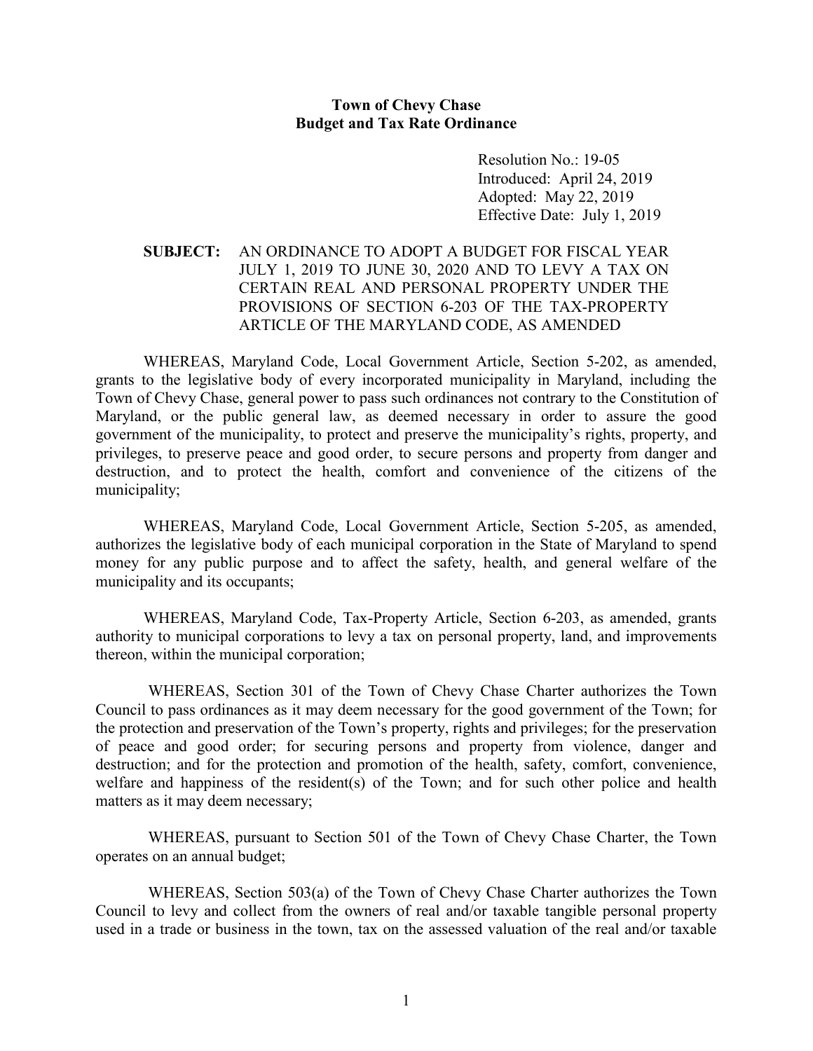**Town of Chevy Chase**
**Budget and Tax Rate Ordinance**

Resolution No.: 19-05
Introduced: April 24, 2019
Adopted: May 22, 2019
Effective Date: July 1, 2019

**SUBJECT:** AN ORDINANCE TO ADOPT A BUDGET FOR FISCAL YEAR JULY 1, 2019 TO JUNE 30, 2020 AND TO LEVY A TAX ON CERTAIN REAL AND PERSONAL PROPERTY UNDER THE PROVISIONS OF SECTION 6-203 OF THE TAX-PROPERTY ARTICLE OF THE MARYLAND CODE, AS AMENDED

WHEREAS, Maryland Code, Local Government Article, Section 5-202, as amended, grants to the legislative body of every incorporated municipality in Maryland, including the Town of Chevy Chase, general power to pass such ordinances not contrary to the Constitution of Maryland, or the public general law, as deemed necessary in order to assure the good government of the municipality, to protect and preserve the municipality's rights, property, and privileges, to preserve peace and good order, to secure persons and property from danger and destruction, and to protect the health, comfort and convenience of the citizens of the municipality;

WHEREAS, Maryland Code, Local Government Article, Section 5-205, as amended, authorizes the legislative body of each municipal corporation in the State of Maryland to spend money for any public purpose and to affect the safety, health, and general welfare of the municipality and its occupants;

WHEREAS, Maryland Code, Tax-Property Article, Section 6-203, as amended, grants authority to municipal corporations to levy a tax on personal property, land, and improvements thereon, within the municipal corporation;

WHEREAS, Section 301 of the Town of Chevy Chase Charter authorizes the Town Council to pass ordinances as it may deem necessary for the good government of the Town; for the protection and preservation of the Town's property, rights and privileges; for the preservation of peace and good order; for securing persons and property from violence, danger and destruction; and for the protection and promotion of the health, safety, comfort, convenience, welfare and happiness of the resident(s) of the Town; and for such other police and health matters as it may deem necessary;

WHEREAS, pursuant to Section 501 of the Town of Chevy Chase Charter, the Town operates on an annual budget;

WHEREAS, Section 503(a) of the Town of Chevy Chase Charter authorizes the Town Council to levy and collect from the owners of real and/or taxable tangible personal property used in a trade or business in the town, tax on the assessed valuation of the real and/or taxable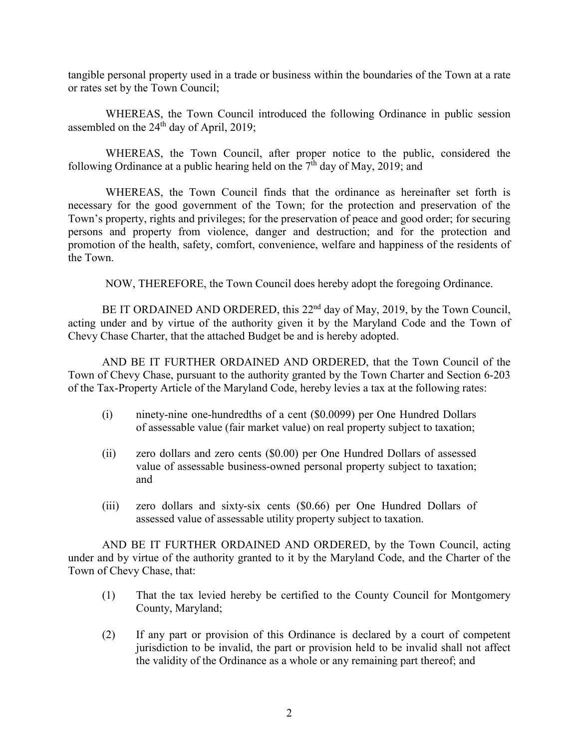tangible personal property used in a trade or business within the boundaries of the Town at a rate or rates set by the Town Council;

WHEREAS, the Town Council introduced the following Ordinance in public session assembled on the 24th day of April, 2019;

WHEREAS, the Town Council, after proper notice to the public, considered the following Ordinance at a public hearing held on the 7th day of May, 2019; and

WHEREAS, the Town Council finds that the ordinance as hereinafter set forth is necessary for the good government of the Town; for the protection and preservation of the Town's property, rights and privileges; for the preservation of peace and good order; for securing persons and property from violence, danger and destruction; and for the protection and promotion of the health, safety, comfort, convenience, welfare and happiness of the residents of the Town.

NOW, THEREFORE, the Town Council does hereby adopt the foregoing Ordinance.

BE IT ORDAINED AND ORDERED, this 22nd day of May, 2019, by the Town Council, acting under and by virtue of the authority given it by the Maryland Code and the Town of Chevy Chase Charter, that the attached Budget be and is hereby adopted.

AND BE IT FURTHER ORDAINED AND ORDERED, that the Town Council of the Town of Chevy Chase, pursuant to the authority granted by the Town Charter and Section 6-203 of the Tax-Property Article of the Maryland Code, hereby levies a tax at the following rates:

(i) ninety-nine one-hundredths of a cent ($0.0099) per One Hundred Dollars of assessable value (fair market value) on real property subject to taxation;

(ii) zero dollars and zero cents ($0.00) per One Hundred Dollars of assessed value of assessable business-owned personal property subject to taxation; and

(iii) zero dollars and sixty-six cents ($0.66) per One Hundred Dollars of assessed value of assessable utility property subject to taxation.

AND BE IT FURTHER ORDAINED AND ORDERED, by the Town Council, acting under and by virtue of the authority granted to it by the Maryland Code, and the Charter of the Town of Chevy Chase, that:

(1) That the tax levied hereby be certified to the County Council for Montgomery County, Maryland;

(2) If any part or provision of this Ordinance is declared by a court of competent jurisdiction to be invalid, the part or provision held to be invalid shall not affect the validity of the Ordinance as a whole or any remaining part thereof; and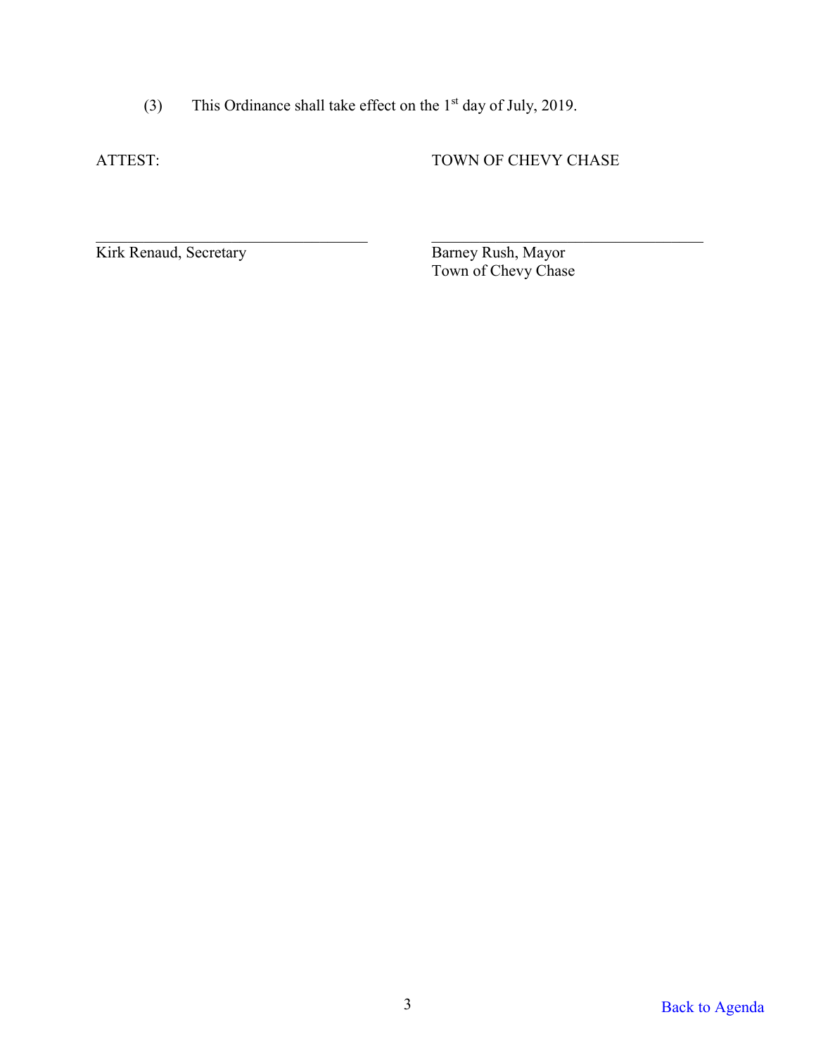(3) This Ordinance shall take effect on the 1st day of July, 2019.

ATTEST: TOWN OF CHEVY CHASE

\_\_\_\_\_\_\_\_\_\_\_\_\_\_\_\_\_\_\_\_\_\_\_\_\_\_\_\_\_\_\_\_
Kirk Renaud, Secretary

\_\_\_\_\_\_\_\_\_\_\_\_\_\_\_\_\_\_\_\_\_\_\_\_\_\_\_\_\_\_\_\_
Barney Rush, Mayor
Town of Chevy Chase

Back to Agenda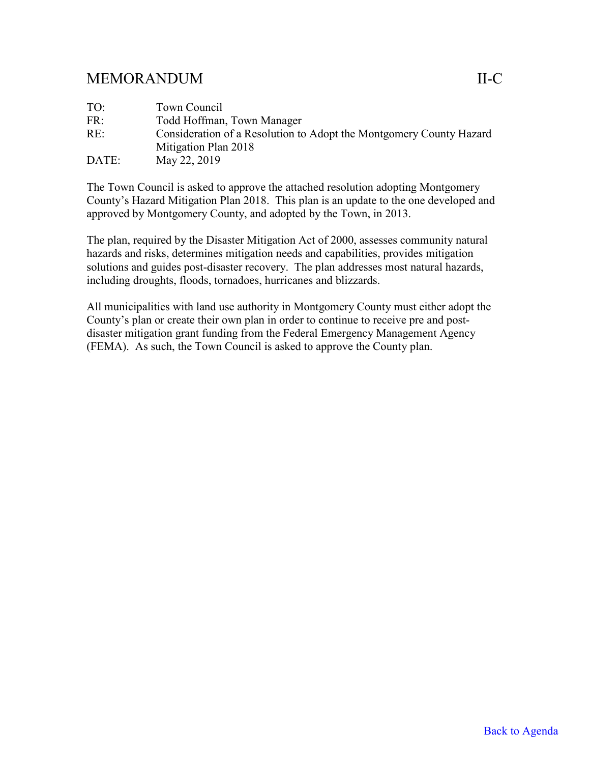# MEMORANDUM II-C

| | |
|---|---|
| TO: | Town Council |
| FR: | Todd Hoffman, Town Manager |
| RE: | Consideration of a Resolution to Adopt the Montgomery County Hazard Mitigation Plan 2018 |
| DATE: | May 22, 2019 |

The Town Council is asked to approve the attached resolution adopting Montgomery County's Hazard Mitigation Plan 2018. This plan is an update to the one developed and approved by Montgomery County, and adopted by the Town, in 2013.

The plan, required by the Disaster Mitigation Act of 2000, assesses community natural hazards and risks, determines mitigation needs and capabilities, provides mitigation solutions and guides post-disaster recovery. The plan addresses most natural hazards, including droughts, floods, tornadoes, hurricanes and blizzards.

All municipalities with land use authority in Montgomery County must either adopt the County's plan or create their own plan in order to continue to receive pre and post-disaster mitigation grant funding from the Federal Emergency Management Agency (FEMA). As such, the Town Council is asked to approve the County plan.

Back to Agenda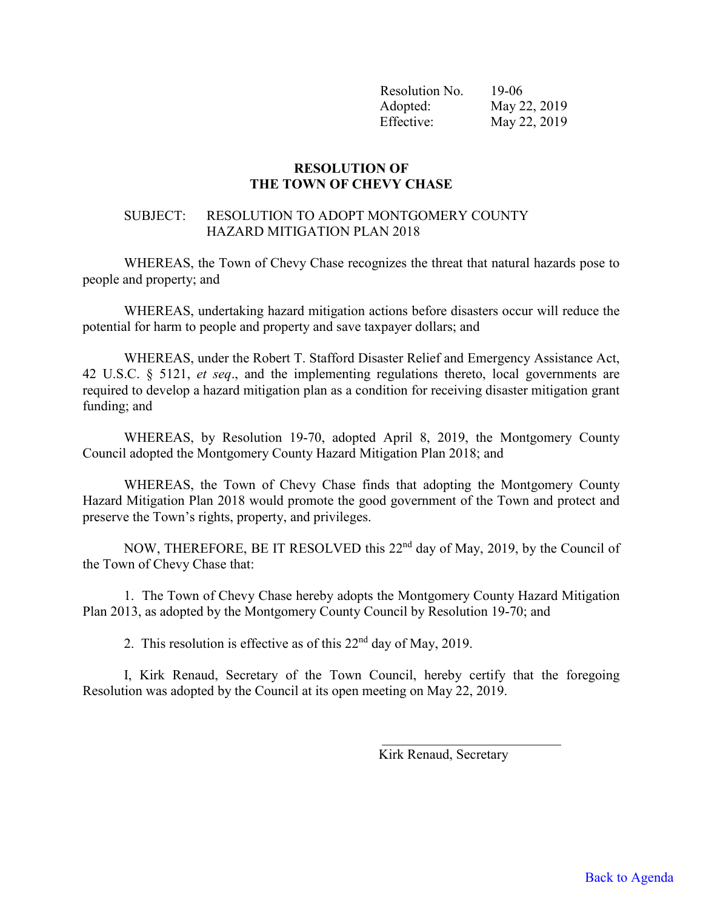| | |
|---|---|
| Resolution No. | 19-06 |
| Adopted: | May 22, 2019 |
| Effective: | May 22, 2019 |

**RESOLUTION OF**
**THE TOWN OF CHEVY CHASE**

SUBJECT: RESOLUTION TO ADOPT MONTGOMERY COUNTY HAZARD MITIGATION PLAN 2018

WHEREAS, the Town of Chevy Chase recognizes the threat that natural hazards pose to people and property; and

WHEREAS, undertaking hazard mitigation actions before disasters occur will reduce the potential for harm to people and property and save taxpayer dollars; and

WHEREAS, under the Robert T. Stafford Disaster Relief and Emergency Assistance Act, 42 U.S.C. § 5121, *et seq*., and the implementing regulations thereto, local governments are required to develop a hazard mitigation plan as a condition for receiving disaster mitigation grant funding; and

WHEREAS, by Resolution 19-70, adopted April 8, 2019, the Montgomery County Council adopted the Montgomery County Hazard Mitigation Plan 2018; and

WHEREAS, the Town of Chevy Chase finds that adopting the Montgomery County Hazard Mitigation Plan 2018 would promote the good government of the Town and protect and preserve the Town's rights, property, and privileges.

NOW, THEREFORE, BE IT RESOLVED this 22nd day of May, 2019, by the Council of the Town of Chevy Chase that:

1. The Town of Chevy Chase hereby adopts the Montgomery County Hazard Mitigation Plan 2013, as adopted by the Montgomery County Council by Resolution 19-70; and

2. This resolution is effective as of this 22nd day of May, 2019.

I, Kirk Renaud, Secretary of the Town Council, hereby certify that the foregoing Resolution was adopted by the Council at its open meeting on May 22, 2019.

\_\_\_\_\_\_\_\_\_\_\_\_\_\_\_\_\_\_\_\_\_\_\_\_\_\_\_

Kirk Renaud, Secretary

Back to Agenda